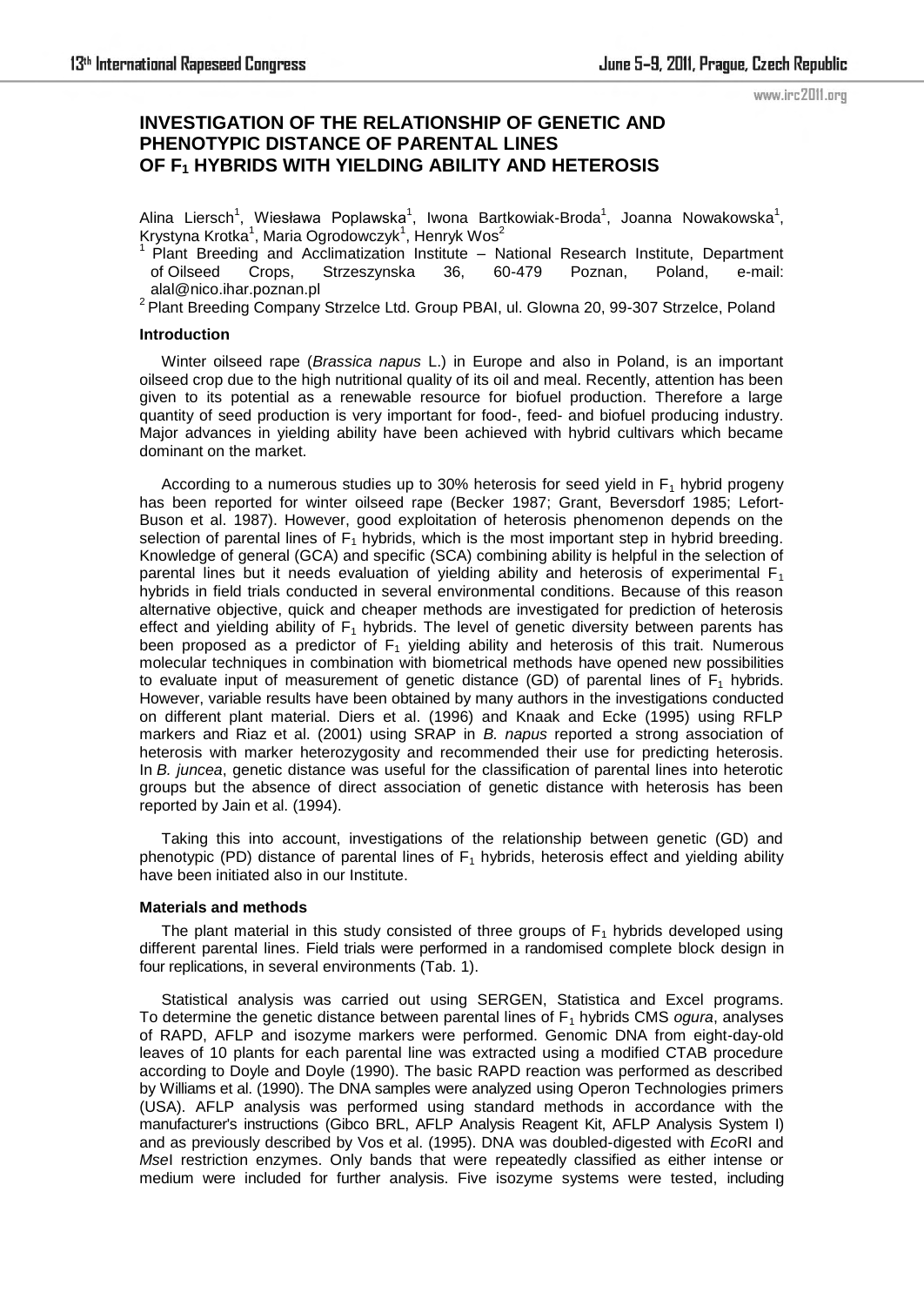# INVESTIGATION OF THE RELATIONSHIP OF GENETIC AND PHENOTYPIC DISTANCE OF PARENTAL LINES OF $F_1$ HYBRIDS WITH YIELDING ABILITY AND HETEROSIS

Alina Liersch[1], Wiesława Poplawska[1], Iwona Bartkowiak-Broda[1], Joanna Nowakowska[1], Krystyna Krotka[1], Maria Ogrodowczyk[1], Henryk Wos[2]

[1] Plant Breeding and Acclimatization Institute – National Research Institute, Department of Oilseed Crops, Strzeszynska 36, 60-479 Poznan, Poland, e-mail: alal@nico.ihar.poznan.pl

[2] Plant Breeding Company Strzelce Ltd. Group PBAI, ul. Glowna 20, 99-307 Strzelce, Poland

## Introduction

Winter oilseed rape (*Brassica napus* L.) in Europe and also in Poland, is an important oilseed crop due to the high nutritional quality of its oil and meal. Recently, attention has been given to its potential as a renewable resource for biofuel production. Therefore a large quantity of seed production is very important for food-, feed- and biofuel producing industry. Major advances in yielding ability have been achieved with hybrid cultivars which became dominant on the market.

According to a numerous studies up to 30% heterosis for seed yield in $F_1$ hybrid progeny has been reported for winter oilseed rape (Becker 1987; Grant, Beversdorf 1985; Lefort-Buson et al. 1987). However, good exploitation of heterosis phenomenon depends on the selection of parental lines of $F_1$ hybrids, which is the most important step in hybrid breeding. Knowledge of general (GCA) and specific (SCA) combining ability is helpful in the selection of parental lines but it needs evaluation of yielding ability and heterosis of experimental $F_1$ hybrids in field trials conducted in several environmental conditions. Because of this reason alternative objective, quick and cheaper methods are investigated for prediction of heterosis effect and yielding ability of $F_1$ hybrids. The level of genetic diversity between parents has been proposed as a predictor of $F_1$ yielding ability and heterosis of this trait. Numerous molecular techniques in combination with biometrical methods have opened new possibilities to evaluate input of measurement of genetic distance (GD) of parental lines of $F_1$ hybrids. However, variable results have been obtained by many authors in the investigations conducted on different plant material. Diers et al. (1996) and Knaak and Ecke (1995) using RFLP markers and Riaz et al. (2001) using SRAP in *B. napus* reported a strong association of heterosis with marker heterozygosity and recommended their use for predicting heterosis. In *B. juncea*, genetic distance was useful for the classification of parental lines into heterotic groups but the absence of direct association of genetic distance with heterosis has been reported by Jain et al. (1994).

Taking this into account, investigations of the relationship between genetic (GD) and phenotypic (PD) distance of parental lines of $F_1$ hybrids, heterosis effect and yielding ability have been initiated also in our Institute.

## Materials and methods

The plant material in this study consisted of three groups of $F_1$ hybrids developed using different parental lines. Field trials were performed in a randomised complete block design in four replications, in several environments (Tab. 1).

Statistical analysis was carried out using SERGEN, Statistica and Excel programs. To determine the genetic distance between parental lines of $F_1$ hybrids CMS *ogura*, analyses of RAPD, AFLP and isozyme markers were performed. Genomic DNA from eight-day-old leaves of 10 plants for each parental line was extracted using a modified CTAB procedure according to Doyle and Doyle (1990). The basic RAPD reaction was performed as described by Williams et al. (1990). The DNA samples were analyzed using Operon Technologies primers (USA). AFLP analysis was performed using standard methods in accordance with the manufacturer's instructions (Gibco BRL, AFLP Analysis Reagent Kit, AFLP Analysis System I) and as previously described by Vos et al. (1995). DNA was doubled-digested with *Eco*RI and *Mse*I restriction enzymes. Only bands that were repeatedly classified as either intense or medium were included for further analysis. Five isozyme systems were tested, including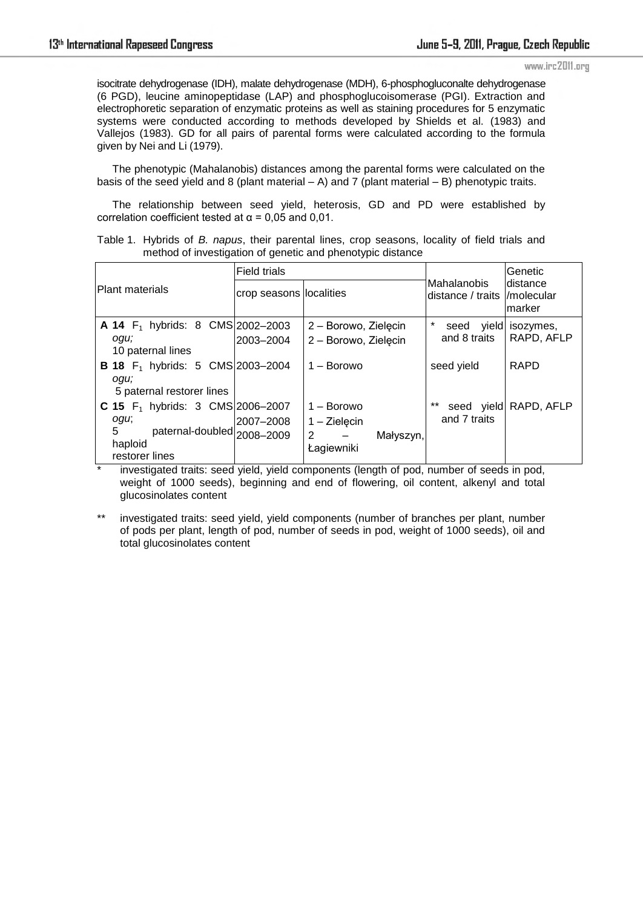isocitrate dehydrogenase (IDH), malate dehydrogenase (MDH), 6-phosphogluconalte dehydrogenase (6 PGD), leucine aminopeptidase (LAP) and phosphoglucoisomerase (PGI). Extraction and electrophoretic separation of enzymatic proteins as well as staining procedures for 5 enzymatic systems were conducted according to methods developed by Shields et al. (1983) and Vallejos (1983). GD for all pairs of parental forms were calculated according to the formula given by Nei and Li (1979).

The phenotypic (Mahalanobis) distances among the parental forms were calculated on the basis of the seed yield and 8 (plant material – A) and 7 (plant material – B) phenotypic traits.

The relationship between seed yield, heterosis, GD and PD were established by correlation coefficient tested at $\alpha = 0{,}05$ and 0,01.

Table 1. Hybrids of *B. napus*, their parental lines, crop seasons, locality of field trials and method of investigation of genetic and phenotypic distance

| Plant materials | Field trials | | Mahalanobis distance / traits | Genetic distance /molecular marker |
|---|---|---|---|---|
| | crop seasons | localities | | |
| **A 14** $F_1$ hybrids: 8 CMS *ogu;* 10 paternal lines | 2002–2003<br>2003–2004 | 2 – Borowo, Zielęcin<br>2 – Borowo, Zielęcin | * seed yield and 8 traits | isozymes, RAPD, AFLP |
| **B 18** $F_1$ hybrids: 5 CMS *ogu;* 5 paternal restorer lines | 2003–2004 | 1 – Borowo | seed yield | RAPD |
| **C 15** $F_1$ hybrids: 3 CMS *ogu*; 5 paternal-doubled haploid restorer lines | 2006–2007<br>2007–2008<br>2008–2009 | 1 – Borowo<br>1 – Zielęcin<br>2 – Małyszyn, Łagiewniki | ** seed yield and 7 traits | RAPD, AFLP |

\* investigated traits: seed yield, yield components (length of pod, number of seeds in pod, weight of 1000 seeds), beginning and end of flowering, oil content, alkenyl and total glucosinolates content

\** investigated traits: seed yield, yield components (number of branches per plant, number of pods per plant, length of pod, number of seeds in pod, weight of 1000 seeds), oil and total glucosinolates content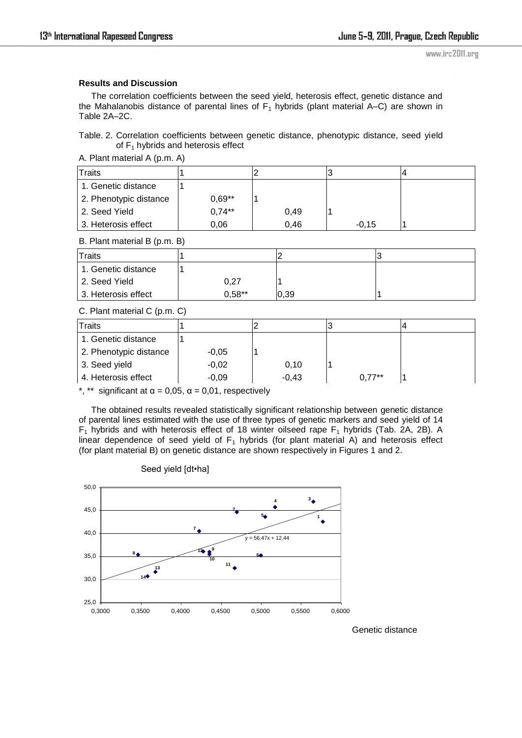## Results and Discussion

The correlation coefficients between the seed yield, heterosis effect, genetic distance and the Mahalanobis distance of parental lines of $F_1$ hybrids (plant material A–C) are shown in Table 2A–2C.

Table. 2. Correlation coefficients between genetic distance, phenotypic distance, seed yield of $F_1$ hybrids and heterosis effect

A. Plant material A (p.m. A)

| Traits | 1 | 2 | 3 | 4 |
|---|---|---|---|---|
| 1. Genetic distance | 1 | | | |
| 2. Phenotypic distance | 0,69** | 1 | | |
| 2. Seed Yield | 0,74** | 0,49 | 1 | |
| 3. Heterosis effect | 0,06 | 0,46 | -0,15 | 1 |

B. Plant material B (p.m. B)

| Traits | 1 | 2 | 3 |
|---|---|---|---|
| 1. Genetic distance | 1 | | |
| 2. Seed Yield | 0,27 | 1 | |
| 3. Heterosis effect | 0,58** | 0,39 | 1 |

C. Plant material C (p.m. C)

| Traits | 1 | 2 | 3 | 4 |
|---|---|---|---|---|
| 1. Genetic distance | 1 | | | |
| 2. Phenotypic distance | -0,05 | 1 | | |
| 3. Seed yield | -0,02 | 0,10 | 1 | |
| 4. Heterosis effect | -0,09 | -0,43 | 0,77** | 1 |

*, ** significant at $\alpha = 0,05$, $\alpha = 0,01$, respectively

The obtained results revealed statistically significant relationship between genetic distance of parental lines estimated with the use of three types of genetic markers and seed yield of 14 $F_1$ hybrids and with heterosis effect of 18 winter oilseed rape $F_1$ hybrids (Tab. 2A, 2B). A linear dependence of seed yield of $F_1$ hybrids (for plant material A) and heterosis effect (for plant material B) on genetic distance are shown respectively in Figures 1 and 2.

Seed yield [dt•ha]

50,0
45,0
40,0
35,0
30,0
25,0

0,3000 0,3500 0,4000 0,4500 0,5000 0,5500 0,6000

y = 56,47x + 12,44

1 2 3 4 5 6 7 8 9 10 11 12 13 14

Genetic distance